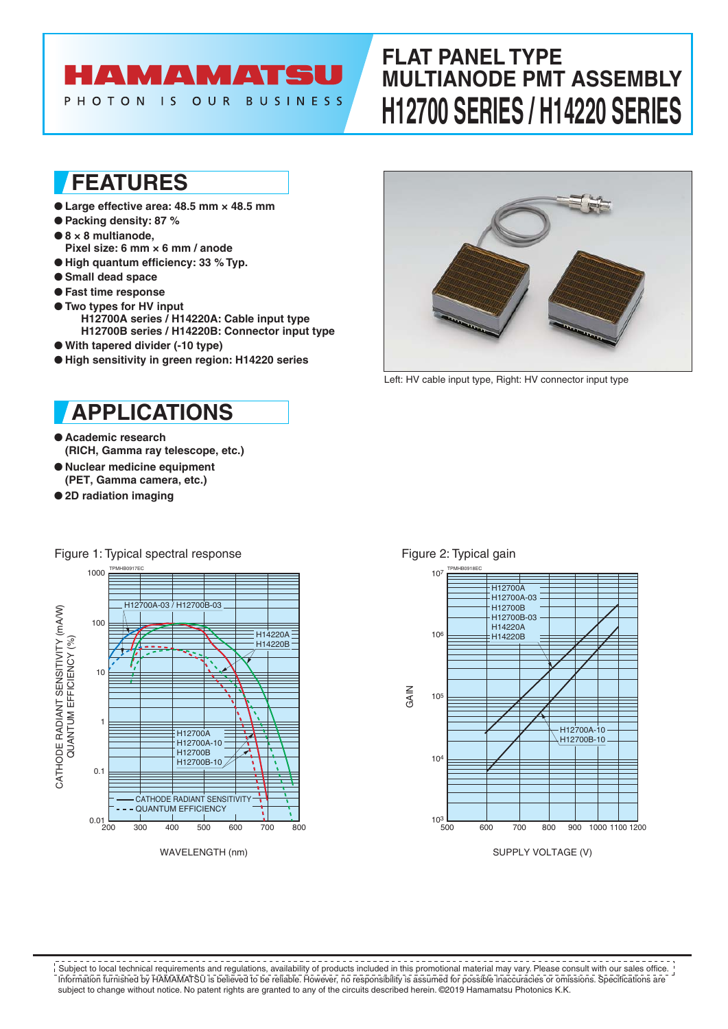HAMAMATSU

PHOTON IS OUR BUSINESS

# FLAT PANEL TYPE MULTIANODE PMT ASSEMBLY
# H12700 SERIES / H14220 SERIES

## FEATURES

- **Large effective area: 48.5 mm × 48.5 mm**
- **Packing density: 87 %**
- **8 × 8 multianode, Pixel size: 6 mm × 6 mm / anode**
- **High quantum efficiency: 33 % Typ.**
- **Small dead space**
- **Fast time response**
- **Two types for HV input**
  **H12700A series / H14220A: Cable input type**
  **H12700B series / H14220B: Connector input type**
- **With tapered divider (-10 type)**
- **High sensitivity in green region: H14220 series**

Left: HV cable input type, Right: HV connector input type

## APPLICATIONS

- **Academic research (RICH, Gamma ray telescope, etc.)**
- **Nuclear medicine equipment (PET, Gamma camera, etc.)**
- **2D radiation imaging**

Figure 1: Typical spectral response

Figure 2: Typical gain

Subject to local technical requirements and regulations, availability of products included in this promotional material may vary. Please consult with our sales office. Information furnished by HAMAMATSU is believed to be reliable. However, no responsibility is assumed for possible inaccuracies or omissions. Specifications are subject to change without notice. No patent rights are granted to any of the circuits described herein. ©2019 Hamamatsu Photonics K.K.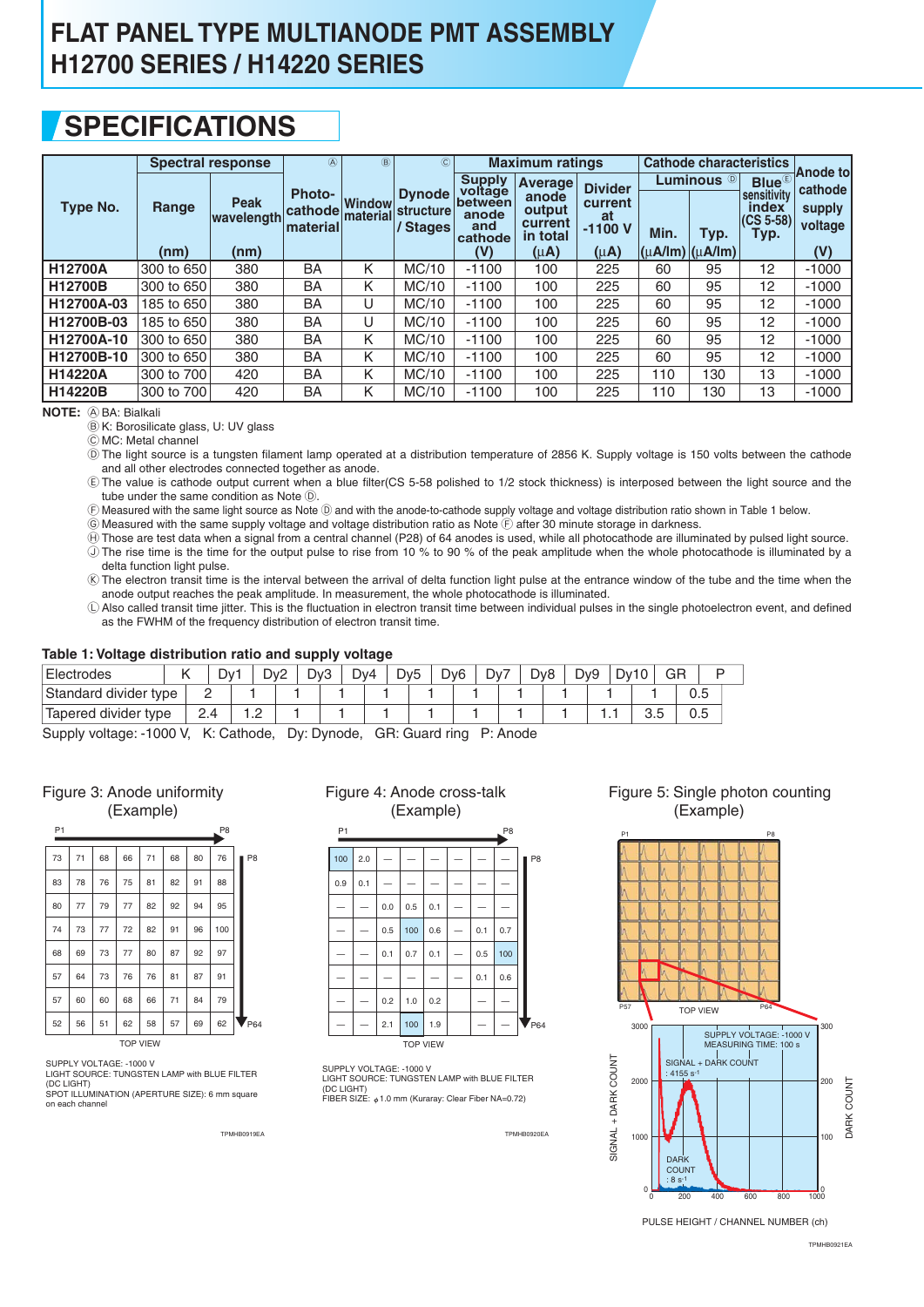# FLAT PANEL TYPE MULTIANODE PMT ASSEMBLY H12700 SERIES / H14220 SERIES

## SPECIFICATIONS

| Type No. | Spectral response | | Photo-cathode material Ⓐ | Window material Ⓑ | Dynode structure / Stages Ⓒ | Maximum ratings | | | Cathode characteristics | | | Anode to cathode supply voltage |
|---|---|---|---|---|---|---|---|---|---|---|---|---|
| | Range | Peak wavelength | | | | Supply voltage between anode and cathode | Average anode output current in total | Divider current at -1100 V | Luminous Ⓓ | | Blue Ⓔ sensitivity index (CS 5-58) Typ. | |
| | (nm) | (nm) | | | | (V) | (µA) | (µA) | Min. (µA/lm) | Typ. (µA/lm) | | (V) |
| H12700A | 300 to 650 | 380 | BA | K | MC/10 | -1100 | 100 | 225 | 60 | 95 | 12 | -1000 |
| H12700B | 300 to 650 | 380 | BA | K | MC/10 | -1100 | 100 | 225 | 60 | 95 | 12 | -1000 |
| H12700A-03 | 185 to 650 | 380 | BA | U | MC/10 | -1100 | 100 | 225 | 60 | 95 | 12 | -1000 |
| H12700B-03 | 185 to 650 | 380 | BA | U | MC/10 | -1100 | 100 | 225 | 60 | 95 | 12 | -1000 |
| H12700A-10 | 300 to 650 | 380 | BA | K | MC/10 | -1100 | 100 | 225 | 60 | 95 | 12 | -1000 |
| H12700B-10 | 300 to 650 | 380 | BA | K | MC/10 | -1100 | 100 | 225 | 60 | 95 | 12 | -1000 |
| H14220A | 300 to 700 | 420 | BA | K | MC/10 | -1100 | 100 | 225 | 110 | 130 | 13 | -1000 |
| H14220B | 300 to 700 | 420 | BA | K | MC/10 | -1100 | 100 | 225 | 110 | 130 | 13 | -1000 |

**NOTE:**
- Ⓐ BA: Bialkali
- Ⓑ K: Borosilicate glass, U: UV glass
- Ⓒ MC: Metal channel
- Ⓓ The light source is a tungsten filament lamp operated at a distribution temperature of 2856 K. Supply voltage is 150 volts between the cathode and all other electrodes connected together as anode.
- Ⓔ The value is cathode output current when a blue filter(CS 5-58 polished to 1/2 stock thickness) is interposed between the light source and the tube under the same condition as Note Ⓓ.
- Ⓕ Measured with the same light source as Note Ⓓ and with the anode-to-cathode supply voltage and voltage distribution ratio shown in Table 1 below.
- Ⓖ Measured with the same supply voltage and voltage distribution ratio as Note Ⓕ after 30 minute storage in darkness.
- Ⓗ Those are test data when a signal from a central channel (P28) of 64 anodes is used, while all photocathode are illuminated by pulsed light source.
- Ⓙ The rise time is the time for the output pulse to rise from 10 % to 90 % of the peak amplitude when the whole photocathode is illuminated by a delta function light pulse.
- Ⓚ The electron transit time is the interval between the arrival of delta function light pulse at the entrance window of the tube and the time when the anode output reaches the peak amplitude. In measurement, the whole photocathode is illuminated.
- Ⓛ Also called transit time jitter. This is the fluctuation in electron transit time between individual pulses in the single photoelectron event, and defined as the FWHM of the frequency distribution of electron transit time.

### Table 1: Voltage distribution ratio and supply voltage

| Electrodes | K–Dy1 | Dy1–Dy2 | Dy2–Dy3 | Dy3–Dy4 | Dy4–Dy5 | Dy5–Dy6 | Dy6–Dy7 | Dy7–Dy8 | Dy8–Dy9 | Dy9–Dy10 | Dy10–GR | GR–P |
|---|---|---|---|---|---|---|---|---|---|---|---|---|
| Standard divider type | 2 | 1 | 1 | 1 | 1 | 1 | 1 | 1 | 1 | 1 | 1 | 0.5 |
| Tapered divider type | 2.4 | 1.2 | 1 | 1 | 1 | 1 | 1 | 1 | 1 | 1.1 | 3.5 | 0.5 |

Supply voltage: -1000 V, K: Cathode, Dy: Dynode, GR: Guard ring P: Anode

### Figure 3: Anode uniformity (Example)

TOP VIEW (P1 to P8 across, P8 to P64 down)

| 73 | 71 | 68 | 66 | 71 | 68 | 80 | 76 |
|---|---|---|---|---|---|---|---|
| 83 | 78 | 76 | 75 | 81 | 82 | 91 | 88 |
| 80 | 77 | 79 | 77 | 82 | 92 | 94 | 95 |
| 74 | 73 | 77 | 72 | 82 | 91 | 96 | 100 |
| 68 | 69 | 73 | 77 | 80 | 87 | 92 | 97 |
| 57 | 64 | 73 | 76 | 76 | 81 | 87 | 91 |
| 57 | 60 | 60 | 68 | 66 | 71 | 84 | 79 |
| 52 | 56 | 51 | 62 | 58 | 57 | 69 | 62 |

SUPPLY VOLTAGE: -1000 V
LIGHT SOURCE: TUNGSTEN LAMP with BLUE FILTER (DC LIGHT)
SPOT ILLUMINATION (APERTURE SIZE): 6 mm square on each channel

TPMHB0919EA

### Figure 4: Anode cross-talk (Example)

TOP VIEW (P1 to P8 across, P8 to P64 down)

| 100 | 2.0 | — | — | — | — | — | — |
|---|---|---|---|---|---|---|---|
| 0.9 | 0.1 | — | — | — | — | — | — |
| — | — | 0.0 | 0.5 | 0.1 | — | — | — |
| — | — | 0.5 | 100 | 0.6 | — | 0.1 | 0.7 |
| — | — | 0.1 | 0.7 | 0.1 | — | 0.5 | 100 |
| — | — | — | — | — | — | 0.1 | 0.6 |
| — | — | 0.2 | 1.0 | 0.2 | — | — | — |
| — | — | 2.1 | 100 | 1.9 | — | — | — |

SUPPLY VOLTAGE: -1000 V
LIGHT SOURCE: TUNGSTEN LAMP with BLUE FILTER (DC LIGHT)
FIBER SIZE: φ1.0 mm (Kuraray: Clear Fiber NA=0.72)

TPMHB0920EA

### Figure 5: Single photon counting (Example)

P1 P8 P57 P64 TOP VIEW

SUPPLY VOLTAGE: -1000 V
MEASURING TIME: 100 s
SIGNAL + DARK COUNT : 4155 $s^{-1}$
DARK COUNT : 8 $s^{-1}$

SIGNAL + DARK COUNT / DARK COUNT
PULSE HEIGHT / CHANNEL NUMBER (ch)

TPMHB0921EA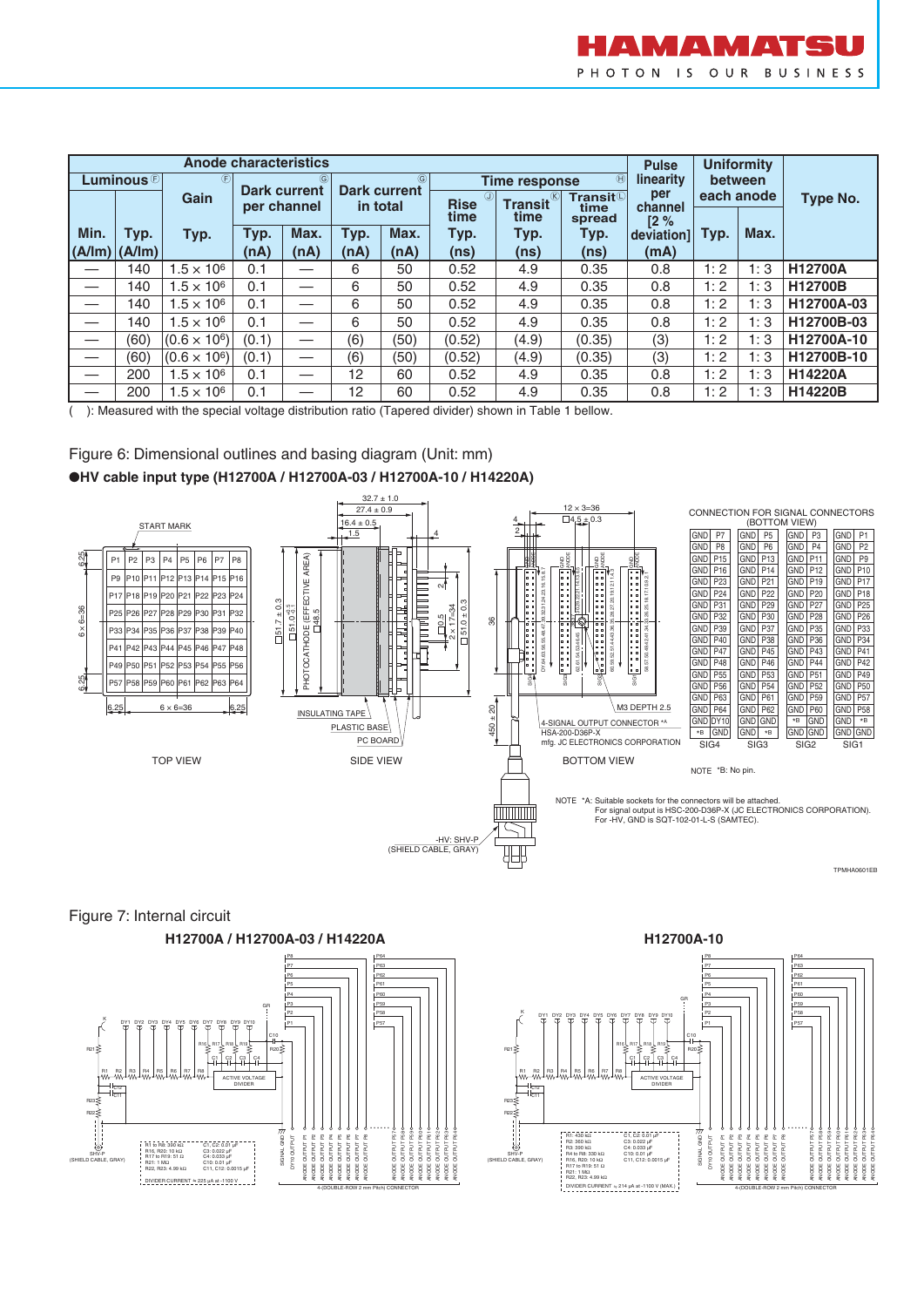| Anode characteristics | | | | | | | | | | Pulse linearity per channel [2 % deviation] | Uniformity between each anode | | Type No. |
|---|---|---|---|---|---|---|---|---|---|---|---|---|---|
| Luminous (F) | | Gain (F) | Dark current per channel (G) | | Dark current in total (G) | | Time response (H) | | | | | | |
| | | | | | | | Rise time (J) | Transit time (K) | Transit time spread (L) | | | | |
| Min. (A/lm) | Typ. (A/lm) | Typ. | Typ. (nA) | Max. (nA) | Typ. (nA) | Max. (nA) | Typ. (ns) | Typ. (ns) | Typ. (ns) | (mA) | Typ. | Max. | |
| — | 140 | $1.5 \times 10^6$ | 0.1 | — | 6 | 50 | 0.52 | 4.9 | 0.35 | 0.8 | 1: 2 | 1: 3 | H12700A |
| — | 140 | $1.5 \times 10^6$ | 0.1 | — | 6 | 50 | 0.52 | 4.9 | 0.35 | 0.8 | 1: 2 | 1: 3 | H12700B |
| — | 140 | $1.5 \times 10^6$ | 0.1 | — | 6 | 50 | 0.52 | 4.9 | 0.35 | 0.8 | 1: 2 | 1: 3 | H12700A-03 |
| — | 140 | $1.5 \times 10^6$ | 0.1 | — | 6 | 50 | 0.52 | 4.9 | 0.35 | 0.8 | 1: 2 | 1: 3 | H12700B-03 |
| — | (60) | $(0.6 \times 10^6)$ | (0.1) | — | (6) | (50) | (0.52) | (4.9) | (0.35) | (3) | 1: 2 | 1: 3 | H12700A-10 |
| — | (60) | $(0.6 \times 10^6)$ | (0.1) | — | (6) | (50) | (0.52) | (4.9) | (0.35) | (3) | 1: 2 | 1: 3 | H12700B-10 |
| — | 200 | $1.5 \times 10^6$ | 0.1 | — | 12 | 60 | 0.52 | 4.9 | 0.35 | 0.8 | 1: 2 | 1: 3 | H14220A |
| — | 200 | $1.5 \times 10^6$ | 0.1 | — | 12 | 60 | 0.52 | 4.9 | 0.35 | 0.8 | 1: 2 | 1: 3 | H14220B |

( ): Measured with the special voltage distribution ratio (Tapered divider) shown in Table 1 bellow.

Figure 6: Dimensional outlines and basing diagram (Unit: mm)

**●HV cable input type (H12700A / H12700A-03 / H12700A-10 / H14220A)**

TOP VIEW — SIDE VIEW — BOTTOM VIEW

CONNECTION FOR SIGNAL CONNECTORS (BOTTOM VIEW)

NOTE *B: No pin.

NOTE *A: Suitable sockets for the connectors will be attached. For signal output is HSC-200-D36P-X (JC ELECTRONICS CORPORATION). For -HV, GND is SQT-102-01-L-S (SAMTEC).

TPMHA0601EB

Figure 7: Internal circuit

**H12700A / H12700A-03 / H14220A**

**H12700A-10**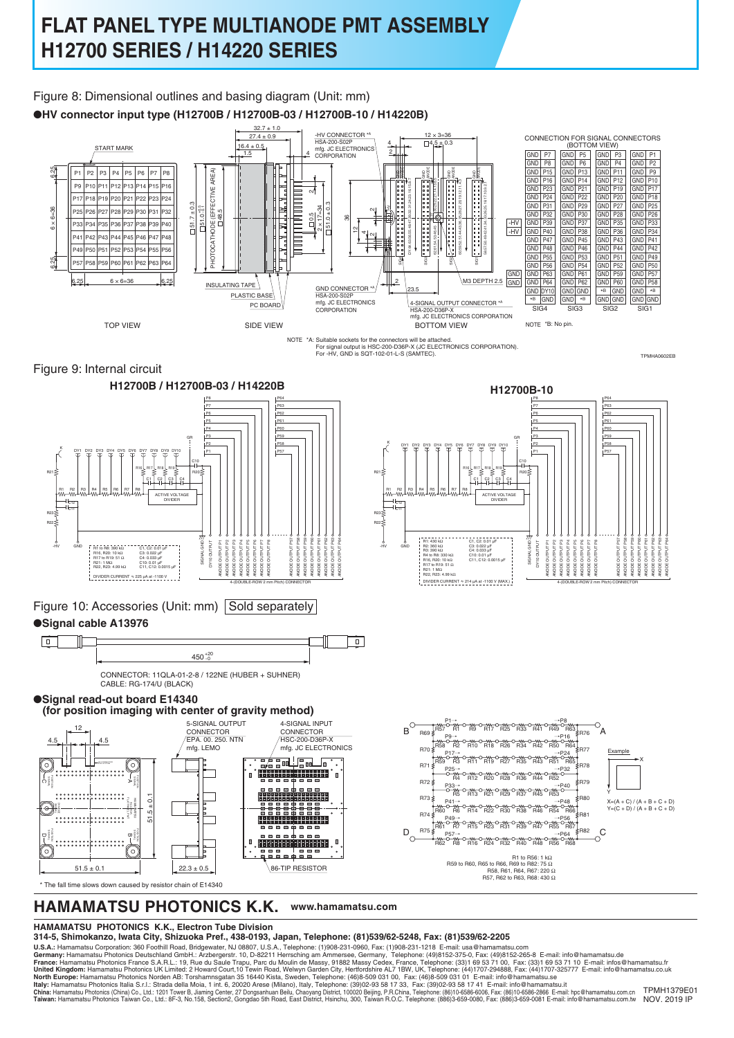# FLAT PANEL TYPE MULTIANODE PMT ASSEMBLY H12700 SERIES / H14220 SERIES

Figure 8: Dimensional outlines and basing diagram (Unit: mm)

●HV connector input type (H12700B / H12700B-03 / H12700B-10 / H14220B)

TOP VIEW

START MARK

| P1 | P2 | P3 | P4 | P5 | P6 | P7 | P8 |
|---|---|---|---|---|---|---|---|
| P9 | P10 | P11 | P12 | P13 | P14 | P15 | P16 |
| P17 | P18 | P19 | P20 | P21 | P22 | P23 | P24 |
| P25 | P26 | P27 | P28 | P29 | P30 | P31 | P32 |
| P33 | P34 | P35 | P36 | P37 | P38 | P39 | P40 |
| P41 | P42 | P43 | P44 | P45 | P46 | P47 | P48 |
| P49 | P50 | P51 | P52 | P53 | P54 | P55 | P56 |
| P57 | P58 | P59 | P60 | P61 | P62 | P63 | P64 |

6.25, 6 × 6=36, 6.25

SIDE VIEW

32.7 ± 1.0
27.4 ± 0.9
16.4 ± 0.5
1.5
4
-HV CONNECTOR *A
HSA-200-S02P
mfg. JC ELECTRONICS CORPORATION
□51.7 ± 0.3
□51.0 +0/-0.5
□48.5
PHOTOCATHODE (EFFECTIVE AREA)
2
0.5
2 × 17=34
□51.0 ± 0.3
36
12
4
2
INSULATING TAPE
PLASTIC BASE
PC BOARD
GND CONNECTOR *A
HSA-200-S02P
mfg. JC ELECTRONICS CORPORATION

BOTTOM VIEW

12 × 3=36
□4.5 ± 0.3
2
23.5
M3 DEPTH 2.5
4-SIGNAL OUTPUT CONNECTOR *A
HSA-200-D36P-X
mfg. JC ELECTRONICS CORPORATION

CONNECTION FOR SIGNAL CONNECTORS (BOTTOM VIEW)

| SIG4 | | SIG3 | | SIG2 | | SIG1 | |
|---|---|---|---|---|---|---|---|
| GND | P7 | GND | P5 | GND | P3 | GND | P1 |
| GND | P8 | GND | P6 | GND | P4 | GND | P2 |
| GND | P15 | GND | P13 | GND | P11 | GND | P9 |
| GND | P16 | GND | P14 | GND | P12 | GND | P10 |
| GND | P23 | GND | P21 | GND | P19 | GND | P17 |
| GND | P24 | GND | P22 | GND | P20 | GND | P18 |
| GND | P31 | GND | P29 | GND | P27 | GND | P25 |
| GND | P32 | GND | P30 | GND | P28 | GND | P26 |
| GND | P39 | GND | P37 | GND | P35 | GND | P33 |
| GND | P40 | GND | P38 | GND | P36 | GND | P34 |
| GND | P47 | GND | P45 | GND | P43 | GND | P41 |
| GND | P48 | GND | P46 | GND | P44 | GND | P42 |
| GND | P55 | GND | P53 | GND | P51 | GND | P49 |
| GND | P56 | GND | P54 | GND | P52 | GND | P50 |
| GND | P63 | GND | P61 | GND | P59 | GND | P57 |
| GND | P64 | GND | P62 | GND | P60 | GND | P58 |
| GND | DY10 | GND | GND | *B | GND | GND | *B |
| *B | GND | GND | *B | GND | GND | GND | GND |

NOTE *B: No pin.

NOTE *A: Suitable sockets for the connectors will be attached.
For signal output is HSC-200-D36P-X (JC ELECTRONICS CORPORATION).
For -HV, GND is SQT-102-01-L-S (SAMTEC).

TPMHA0602EB

Figure 9: Internal circuit

**H12700B / H12700B-03 / H14220B**

K, DY1 DY2 DY3 DY4 DY5 DY6 DY7 DY8 DY9 DY10, GR, P1–P8, P57–P64, C10, R16, R17, R18, R19, R20, C1 C2 C3 C4, R21, R1–R8, ACTIVE VOLTAGE DIVIDER, C11, C12, R22, R23, -HV, GND

R1 to R8: 360 kΩ
R16, R20: 10 kΩ
R17 to R19: 51 Ω
R21: 1 MΩ
R22, R23: 4.99 kΩ
C1, C2: 0.01 µF
C3: 0.022 µF
C4: 0.033 µF
C10: 0.01 µF
C11, C12: 0.0015 µF
DIVIDER CURRENT ≈ 225 µA at -1100 V

SIGNAL GND, DY10 OUTPUT, ANODE OUTPUT P1 … P64
4-(DOUBLE-ROW 2 mm Pitch) CONNECTOR

**H12700B-10**

R1: 430 kΩ
R2: 360 kΩ
R3: 390 kΩ
R4 to R8: 330 kΩ
R16, R20: 10 kΩ
R17 to R19: 51 Ω
R21: 1 MΩ
R22, R23: 4.99 kΩ
C1, C2: 0.01 µF
C3: 0.022 µF
C4: 0.033 µF
C10: 0.01 µF
C11, C12: 0.0015 µF
DIVIDER CURRENT ≈ 214 µA at -1100 V (MAX.)

SIGNAL GND, DY10 OUTPUT, ANODE OUTPUT P1 … P64
4-(DOUBLE-ROW 2 mm Pitch) CONNECTOR

Figure 10: Accessories (Unit: mm) Sold separately

●Signal cable A13976

$450^{+20}_{-0}$

CONNECTOR: 11QLA-01-2-8 / 122NE (HUBER + SUHNER)
CABLE: RG-174/U (BLACK)

●Signal read-out board E14340
(for position imaging with center of gravity method)

12
4.5
4.5
51.5 ± 0.1
51.5 ± 0.1
22.3 ± 0.5
5-SIGNAL OUTPUT CONNECTOR
EPA. 00. 250. NTN
mfg. LEMO
4-SIGNAL INPUT CONNECTOR
HSC-200-D36P-X
mfg. JC ELECTRONICS
86-TIP RESISTOR

A, B, C, D
P1 → … P64
R1–R68, R69–R82

Example
X
Y
X=(A + C) / (A + B + C + D)
Y=(C + D) / (A + B + C + D)

R1 to R56: 1 kΩ
R59 to R60, R65 to R66, R69 to R82: 75 Ω
R58, R61, R64, R67: 220 Ω
R57, R62 to R63, R68: 430 Ω

\* The fall time slows down caused by resistor chain of E14340

## HAMAMATSU PHOTONICS K.K. www.hamamatsu.com

**HAMAMATSU PHOTONICS K.K., Electron Tube Division**
**314-5, Shimokanzo, Iwata City, Shizuoka Pref., 438-0193, Japan, Telephone: (81)539/62-5248, Fax: (81)539/62-2205**

**U.S.A.:** Hamamatsu Corporation: 360 Foothill Road, Bridgewater, NJ 08807, U.S.A., Telephone: (1)908-231-0960, Fax: (1)908-231-1218 E-mail: usa@hamamatsu.com
**Germany:** Hamamatsu Photonics Deutschland GmbH.: Arzbergerstr. 10, D-82211 Herrsching am Ammersee, Germany, Telephone: (49)8152-375-0, Fax: (49)8152-265-8 E-mail: info@hamamatsu.de
**France:** Hamamatsu Photonics France S.A.R.L.: 19, Rue du Saule Trapu, Parc du Moulin de Massy, 91882 Massy Cedex, France, Telephone: (33)1 69 53 71 00, Fax: (33)1 69 53 71 10 E-mail: infos@hamamatsu.fr
**United Kingdom:** Hamamatsu Photonics UK Limited: 2 Howard Court,10 Tewin Road, Welwyn Garden City, Hertfordshire AL7 1BW, UK, Telephone: (44)1707-294888, Fax: (44)1707-325777 E-mail: info@hamamatsu.co.uk
**North Europe:** Hamamatsu Photonics Norden AB: Torshamnsgatan 35 16440 Kista, Sweden, Telephone: (46)8-509 031 00, Fax: (46)8-509 031 01 E-mail: info@hamamatsu.se
**Italy:** Hamamatsu Photonics Italia S.r.l.: Strada della Moia, 1 int. 6, 20020 Arese (Milano), Italy, Telephone: (39)02-93 58 17 33, Fax: (39)02-93 58 17 41 E-mail: info@hamamatsu.it
**China:** Hamamatsu Photonics (China) Co., Ltd.: 1201 Tower B, Jiaming Center, 27 Dongsanhuan Beilu, Chaoyang District, 100020 Beijing, P.R.China, Telephone: (86)10-6586-6006, Fax: (86)10-6586-2866 E-mail: hpc@hamamatsu.com.cn
**Taiwan:** Hamamatsu Photonics Taiwan Co., Ltd.: 8F-3, No.158, Section2, Gongdao 5th Road, East District, Hsinchu, 300, Taiwan R.O.C. Telephone: (886)3-659-0080, Fax: (886)3-659-0081 E-mail: info@hamamatsu.com.tw

TPMH1379E01
NOV. 2019 IP